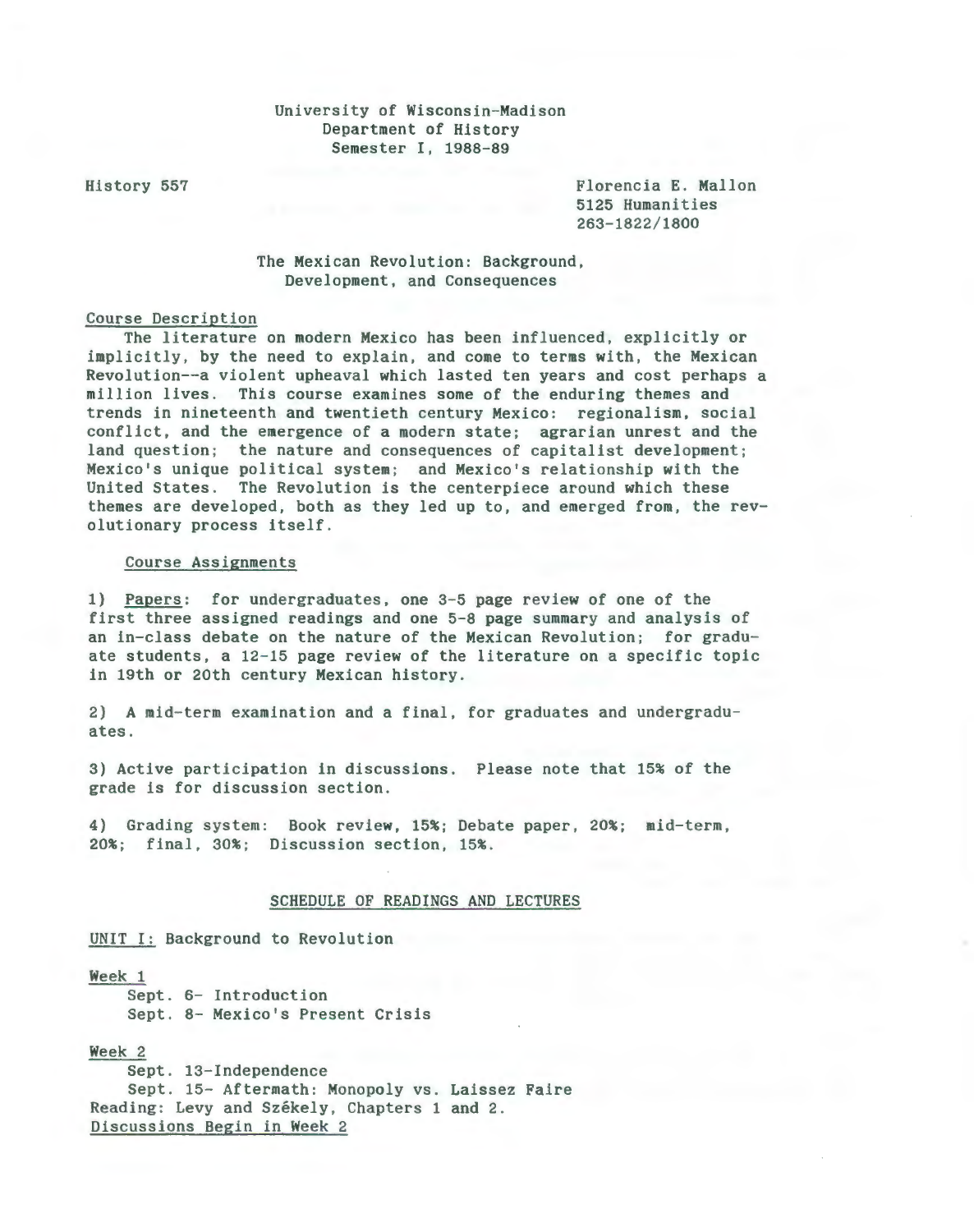University of Wisconsin-Madison
Department of History
Semester I, 1988-89

History 557

Florencia E. Mallon
5125 Humanities
263-1822/1800

# The Mexican Revolution: Background, Development, and Consequences

## Course Description

The literature on modern Mexico has been influenced, explicitly or implicitly, by the need to explain, and come to terms with, the Mexican Revolution--a violent upheaval which lasted ten years and cost perhaps a million lives. This course examines some of the enduring themes and trends in nineteenth and twentieth century Mexico: regionalism, social conflict, and the emergence of a modern state; agrarian unrest and the land question; the nature and consequences of capitalist development; Mexico's unique political system; and Mexico's relationship with the United States. The Revolution is the centerpiece around which these themes are developed, both as they led up to, and emerged from, the revolutionary process itself.

## Course Assignments

1) Papers: for undergraduates, one 3-5 page review of one of the first three assigned readings and one 5-8 page summary and analysis of an in-class debate on the nature of the Mexican Revolution; for graduate students, a 12-15 page review of the literature on a specific topic in 19th or 20th century Mexican history.

2) A mid-term examination and a final, for graduates and undergraduates.

3) Active participation in discussions. Please note that 15% of the grade is for discussion section.

4) Grading system: Book review, 15%; Debate paper, 20%; mid-term, 20%; final, 30%; Discussion section, 15%.

## SCHEDULE OF READINGS AND LECTURES

### UNIT I: Background to Revolution

**Week 1**

Sept. 6- Introduction
Sept. 8- Mexico's Present Crisis

**Week 2**

Sept. 13-Independence
Sept. 15- Aftermath: Monopoly vs. Laissez Faire
Reading: Levy and Székely, Chapters 1 and 2.
Discussions Begin in Week 2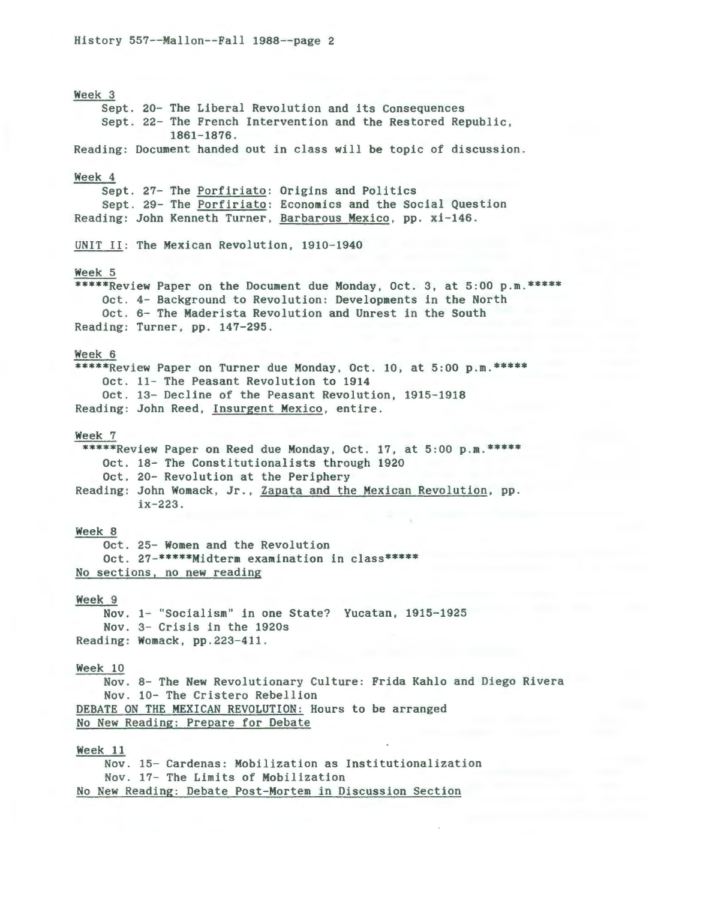Week 3

Sept. 20- The Liberal Revolution and its Consequences

Sept. 22- The French Intervention and the Restored Republic, 1861-1876.

Reading: Document handed out in class will be topic of discussion.

Week 4

Sept. 27- The Porfiriato: Origins and Politics

Sept. 29- The Porfiriato: Economics and the Social Question

Reading: John Kenneth Turner, Barbarous Mexico, pp. xi-146.

UNIT II: The Mexican Revolution, 1910-1940

Week 5

*****Review Paper on the Document due Monday, Oct. 3, at 5:00 p.m.*****

Oct. 4- Background to Revolution: Developments in the North

Oct. 6- The Maderista Revolution and Unrest in the South

Reading: Turner, pp. 147-295.

Week 6

*****Review Paper on Turner due Monday, Oct. 10, at 5:00 p.m.*****

Oct. 11- The Peasant Revolution to 1914

Oct. 13- Decline of the Peasant Revolution, 1915-1918

Reading: John Reed, Insurgent Mexico, entire.

Week 7

*****Review Paper on Reed due Monday, Oct. 17, at 5:00 p.m.*****

Oct. 18- The Constitutionalists through 1920

Oct. 20- Revolution at the Periphery

Reading: John Womack, Jr., Zapata and the Mexican Revolution, pp. ix-223.

Week 8

Oct. 25- Women and the Revolution

Oct. 27-*****Midterm examination in class*****

No sections, no new reading

Week 9

Nov. 1- "Socialism" in one State? Yucatan, 1915-1925

Nov. 3- Crisis in the 1920s

Reading: Womack, pp.223-411.

Week 10

Nov. 8- The New Revolutionary Culture: Frida Kahlo and Diego Rivera

Nov. 10- The Cristero Rebellion

DEBATE ON THE MEXICAN REVOLUTION: Hours to be arranged

No New Reading: Prepare for Debate

Week 11

Nov. 15- Cardenas: Mobilization as Institutionalization

Nov. 17- The Limits of Mobilization

No New Reading: Debate Post-Mortem in Discussion Section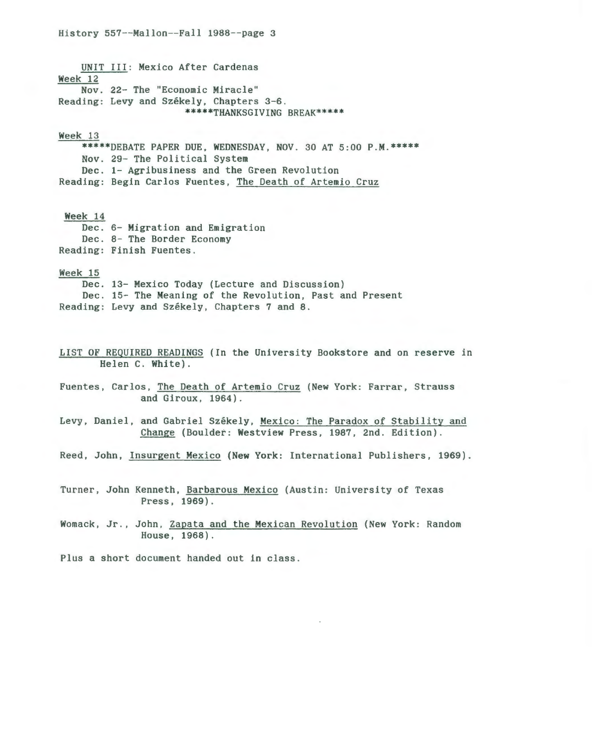UNIT III: Mexico After Cardenas

Week 12

Nov. 22- The "Economic Miracle"

Reading: Levy and Székely, Chapters 3-6.

*****THANKSGIVING BREAK*****

Week 13

*****DEBATE PAPER DUE, WEDNESDAY, NOV. 30 AT 5:00 P.M.*****

Nov. 29- The Political System

Dec. 1- Agribusiness and the Green Revolution

Reading: Begin Carlos Fuentes, The Death of Artemio Cruz

Week 14

Dec. 6- Migration and Emigration

Dec. 8- The Border Economy

Reading: Finish Fuentes.

Week 15

Dec. 13- Mexico Today (Lecture and Discussion)

Dec. 15- The Meaning of the Revolution, Past and Present

Reading: Levy and Székely, Chapters 7 and 8.

LIST OF REQUIRED READINGS (In the University Bookstore and on reserve in Helen C. White).

Fuentes, Carlos, The Death of Artemio Cruz (New York: Farrar, Strauss and Giroux, 1964).

Levy, Daniel, and Gabriel Székely, Mexico: The Paradox of Stability and Change (Boulder: Westview Press, 1987, 2nd. Edition).

Reed, John, Insurgent Mexico (New York: International Publishers, 1969).

Turner, John Kenneth, Barbarous Mexico (Austin: University of Texas Press, 1969).

Womack, Jr., John, Zapata and the Mexican Revolution (New York: Random House, 1968).

Plus a short document handed out in class.